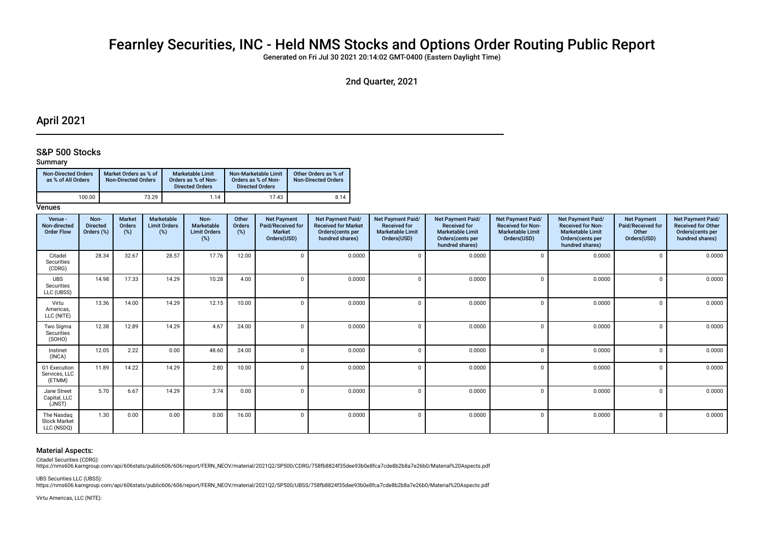# Fearnley Securities, INC - Held NMS Stocks and Options Order Routing Public Report

Generated on Fri Jul 30 2021 20:14:02 GMT-0400 (Eastern Daylight Time)

2nd Quarter, 2021

## April 2021

### S&P 500 Stocks

#### Summary

| Non-Directed Orders as % of All Orders | Market Orders as % of Non-Directed Orders | Marketable Limit Orders as % of Non-Directed Orders | Non-Marketable Limit Orders as % of Non-Directed Orders | Other Orders as % of Non-Directed Orders |
|---|---|---|---|---|
| 100.00 | 73.29 | 1.14 | 17.43 | 8.14 |

#### Venues

| Venue - Non-directed Order Flow | Non-Directed Orders (%) | Market Orders (%) | Marketable Limit Orders (%) | Non-Marketable Limit Orders (%) | Other Orders (%) | Net Payment Paid/Received for Market Orders(USD) | Net Payment Paid/ Received for Market Orders(cents per hundred shares) | Net Payment Paid/ Received for Marketable Limit Orders(USD) | Net Payment Paid/ Received for Marketable Limit Orders(cents per hundred shares) | Net Payment Paid/ Received for Non-Marketable Limit Orders(USD) | Net Payment Paid/ Received for Non-Marketable Limit Orders(cents per hundred shares) | Net Payment Paid/Received for Other Orders(USD) | Net Payment Paid/ Received for Other Orders(cents per hundred shares) |
|---|---|---|---|---|---|---|---|---|---|---|---|---|---|
| Citadel Securities (CDRG) | 28.34 | 32.67 | 28.57 | 17.76 | 12.00 | 0 | 0.0000 | 0 | 0.0000 | 0 | 0.0000 | 0 | 0.0000 |
| UBS Securities LLC (UBSS) | 14.98 | 17.33 | 14.29 | 10.28 | 4.00 | 0 | 0.0000 | 0 | 0.0000 | 0 | 0.0000 | 0 | 0.0000 |
| Virtu Americas, LLC (NITE) | 13.36 | 14.00 | 14.29 | 12.15 | 10.00 | 0 | 0.0000 | 0 | 0.0000 | 0 | 0.0000 | 0 | 0.0000 |
| Two Sigma Securities (SOHO) | 12.38 | 12.89 | 14.29 | 4.67 | 24.00 | 0 | 0.0000 | 0 | 0.0000 | 0 | 0.0000 | 0 | 0.0000 |
| Instinet (INCA) | 12.05 | 2.22 | 0.00 | 48.60 | 24.00 | 0 | 0.0000 | 0 | 0.0000 | 0 | 0.0000 | 0 | 0.0000 |
| G1 Execution Services, LLC (ETMM) | 11.89 | 14.22 | 14.29 | 2.80 | 10.00 | 0 | 0.0000 | 0 | 0.0000 | 0 | 0.0000 | 0 | 0.0000 |
| Jane Street Capital, LLC (JNST) | 5.70 | 6.67 | 14.29 | 3.74 | 0.00 | 0 | 0.0000 | 0 | 0.0000 | 0 | 0.0000 | 0 | 0.0000 |
| The Nasdaq Stock Market LLC (NSDQ) | 1.30 | 0.00 | 0.00 | 0.00 | 16.00 | 0 | 0.0000 | 0 | 0.0000 | 0 | 0.0000 | 0 | 0.0000 |

#### Material Aspects:

Citadel Securities (CDRG):
https://nms606.karngroup.com/api/606stats/public606/606/report/FERN_NEOV/material/2021Q2/SP500/CDRG/758fb8824f35dee93b0e8fca7cde8b2b8a7e26b0/Material%20Aspects.pdf

UBS Securities LLC (UBSS):
https://nms606.karngroup.com/api/606stats/public606/606/report/FERN_NEOV/material/2021Q2/SP500/UBSS/758fb8824f35dee93b0e8fca7cde8b2b8a7e26b0/Material%20Aspects.pdf

Virtu Americas, LLC (NITE):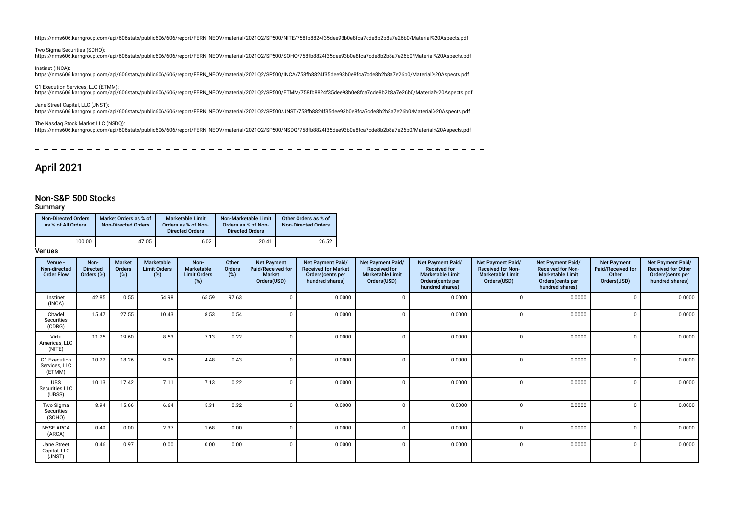https://nms606.karngroup.com/api/606stats/public606/606/report/FERN_NEOV/material/2021Q2/SP500/NITE/758fb8824f35dee93b0e8fca7cde8b2b8a7e26b0/Material%20Aspects.pdf

Two Sigma Securities (SOHO):
https://nms606.karngroup.com/api/606stats/public606/606/report/FERN_NEOV/material/2021Q2/SP500/SOHO/758fb8824f35dee93b0e8fca7cde8b2b8a7e26b0/Material%20Aspects.pdf

Instinet (INCA):
https://nms606.karngroup.com/api/606stats/public606/606/report/FERN_NEOV/material/2021Q2/SP500/INCA/758fb8824f35dee93b0e8fca7cde8b2b8a7e26b0/Material%20Aspects.pdf

G1 Execution Services, LLC (ETMM):
https://nms606.karngroup.com/api/606stats/public606/606/report/FERN_NEOV/material/2021Q2/SP500/ETMM/758fb8824f35dee93b0e8fca7cde8b2b8a7e26b0/Material%20Aspects.pdf

Jane Street Capital, LLC (JNST):
https://nms606.karngroup.com/api/606stats/public606/606/report/FERN_NEOV/material/2021Q2/SP500/JNST/758fb8824f35dee93b0e8fca7cde8b2b8a7e26b0/Material%20Aspects.pdf

The Nasdaq Stock Market LLC (NSDQ):
https://nms606.karngroup.com/api/606stats/public606/606/report/FERN_NEOV/material/2021Q2/SP500/NSDQ/758fb8824f35dee93b0e8fca7cde8b2b8a7e26b0/Material%20Aspects.pdf

# April 2021

## Non-S&P 500 Stocks

### Summary

| Non-Directed Orders as % of All Orders | Market Orders as % of Non-Directed Orders | Marketable Limit Orders as % of Non-Directed Orders | Non-Marketable Limit Orders as % of Non-Directed Orders | Other Orders as % of Non-Directed Orders |
|---|---|---|---|---|
| 100.00 | 47.05 | 6.02 | 20.41 | 26.52 |

### Venues

| Venue - Non-directed Order Flow | Non-Directed Orders (%) | Market Orders (%) | Marketable Limit Orders (%) | Non-Marketable Limit Orders (%) | Other Orders (%) | Net Payment Paid/Received for Market Orders(USD) | Net Payment Paid/Received for Market Orders(cents per hundred shares) | Net Payment Paid/Received for Marketable Limit Orders(USD) | Net Payment Paid/Received for Marketable Limit Orders(cents per hundred shares) | Net Payment Paid/Received for Non-Marketable Limit Orders(USD) | Net Payment Paid/Received for Non-Marketable Limit Orders(cents per hundred shares) | Net Payment Paid/Received for Other Orders(USD) | Net Payment Paid/Received for Other Orders(cents per hundred shares) |
|---|---|---|---|---|---|---|---|---|---|---|---|---|---|
| Instinet (INCA) | 42.85 | 0.55 | 54.98 | 65.59 | 97.63 | 0 | 0.0000 | 0 | 0.0000 | 0 | 0.0000 | 0 | 0.0000 |
| Citadel Securities (CDRG) | 15.47 | 27.55 | 10.43 | 8.53 | 0.54 | 0 | 0.0000 | 0 | 0.0000 | 0 | 0.0000 | 0 | 0.0000 |
| Virtu Americas, LLC (NITE) | 11.25 | 19.60 | 8.53 | 7.13 | 0.22 | 0 | 0.0000 | 0 | 0.0000 | 0 | 0.0000 | 0 | 0.0000 |
| G1 Execution Services, LLC (ETMM) | 10.22 | 18.26 | 9.95 | 4.48 | 0.43 | 0 | 0.0000 | 0 | 0.0000 | 0 | 0.0000 | 0 | 0.0000 |
| UBS Securities LLC (UBSS) | 10.13 | 17.42 | 7.11 | 7.13 | 0.22 | 0 | 0.0000 | 0 | 0.0000 | 0 | 0.0000 | 0 | 0.0000 |
| Two Sigma Securities (SOHO) | 8.94 | 15.66 | 6.64 | 5.31 | 0.32 | 0 | 0.0000 | 0 | 0.0000 | 0 | 0.0000 | 0 | 0.0000 |
| NYSE ARCA (ARCA) | 0.49 | 0.00 | 2.37 | 1.68 | 0.00 | 0 | 0.0000 | 0 | 0.0000 | 0 | 0.0000 | 0 | 0.0000 |
| Jane Street Capital, LLC (JNST) | 0.46 | 0.97 | 0.00 | 0.00 | 0.00 | 0 | 0.0000 | 0 | 0.0000 | 0 | 0.0000 | 0 | 0.0000 |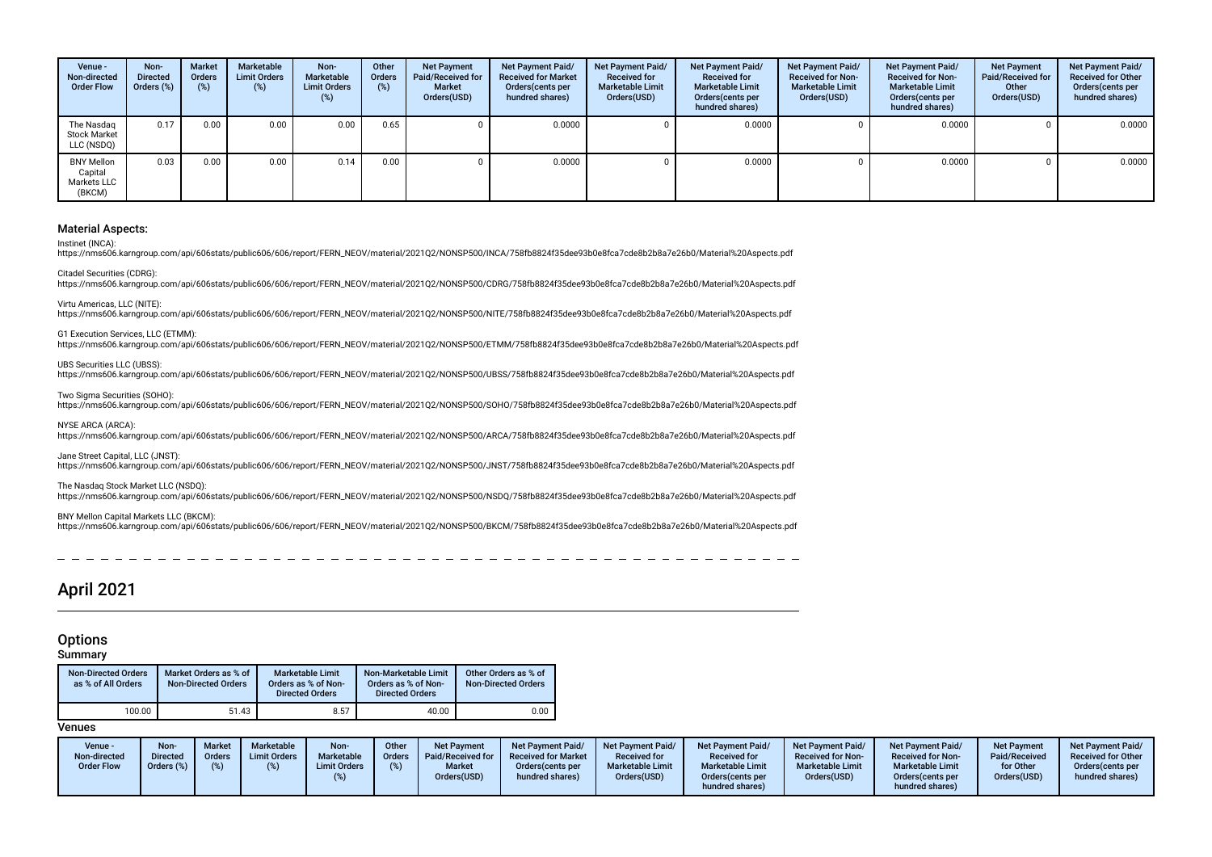| Venue - Non-directed Order Flow | Non-Directed Orders (%) | Market Orders (%) | Marketable Limit Orders (%) | Non-Marketable Limit Orders (%) | Other Orders (%) | Net Payment Paid/Received for Market Orders(USD) | Net Payment Paid/ Received for Market Orders(cents per hundred shares) | Net Payment Paid/ Received for Marketable Limit Orders(USD) | Net Payment Paid/ Received for Marketable Limit Orders(cents per hundred shares) | Net Payment Paid/ Received for Non-Marketable Limit Orders(USD) | Net Payment Paid/ Received for Non-Marketable Limit Orders(cents per hundred shares) | Net Payment Paid/Received for Other Orders(USD) | Net Payment Paid/ Received for Other Orders(cents per hundred shares) |
|---|---|---|---|---|---|---|---|---|---|---|---|---|---|
| The Nasdaq Stock Market LLC (NSDQ) | 0.17 | 0.00 | 0.00 | 0.00 | 0.65 | 0 | 0.0000 | 0 | 0.0000 | 0 | 0.0000 | 0 | 0.0000 |
| BNY Mellon Capital Markets LLC (BKCM) | 0.03 | 0.00 | 0.00 | 0.14 | 0.00 | 0 | 0.0000 | 0 | 0.0000 | 0 | 0.0000 | 0 | 0.0000 |

### Material Aspects:

Instinet (INCA):
https://nms606.karngroup.com/api/606stats/public606/606/report/FERN_NEOV/material/2021Q2/NONSP500/INCA/758fb8824f35dee93b0e8fca7cde8b2b8a7e26b0/Material%20Aspects.pdf

Citadel Securities (CDRG):
https://nms606.karngroup.com/api/606stats/public606/606/report/FERN_NEOV/material/2021Q2/NONSP500/CDRG/758fb8824f35dee93b0e8fca7cde8b2b8a7e26b0/Material%20Aspects.pdf

Virtu Americas, LLC (NITE):
https://nms606.karngroup.com/api/606stats/public606/606/report/FERN_NEOV/material/2021Q2/NONSP500/NITE/758fb8824f35dee93b0e8fca7cde8b2b8a7e26b0/Material%20Aspects.pdf

G1 Execution Services, LLC (ETMM):
https://nms606.karngroup.com/api/606stats/public606/606/report/FERN_NEOV/material/2021Q2/NONSP500/ETMM/758fb8824f35dee93b0e8fca7cde8b2b8a7e26b0/Material%20Aspects.pdf

UBS Securities LLC (UBSS):
https://nms606.karngroup.com/api/606stats/public606/606/report/FERN_NEOV/material/2021Q2/NONSP500/UBSS/758fb8824f35dee93b0e8fca7cde8b2b8a7e26b0/Material%20Aspects.pdf

Two Sigma Securities (SOHO):
https://nms606.karngroup.com/api/606stats/public606/606/report/FERN_NEOV/material/2021Q2/NONSP500/SOHO/758fb8824f35dee93b0e8fca7cde8b2b8a7e26b0/Material%20Aspects.pdf

NYSE ARCA (ARCA):
https://nms606.karngroup.com/api/606stats/public606/606/report/FERN_NEOV/material/2021Q2/NONSP500/ARCA/758fb8824f35dee93b0e8fca7cde8b2b8a7e26b0/Material%20Aspects.pdf

Jane Street Capital, LLC (JNST):
https://nms606.karngroup.com/api/606stats/public606/606/report/FERN_NEOV/material/2021Q2/NONSP500/JNST/758fb8824f35dee93b0e8fca7cde8b2b8a7e26b0/Material%20Aspects.pdf

The Nasdaq Stock Market LLC (NSDQ):
https://nms606.karngroup.com/api/606stats/public606/606/report/FERN_NEOV/material/2021Q2/NONSP500/NSDQ/758fb8824f35dee93b0e8fca7cde8b2b8a7e26b0/Material%20Aspects.pdf

BNY Mellon Capital Markets LLC (BKCM):
https://nms606.karngroup.com/api/606stats/public606/606/report/FERN_NEOV/material/2021Q2/NONSP500/BKCM/758fb8824f35dee93b0e8fca7cde8b2b8a7e26b0/Material%20Aspects.pdf

# April 2021

## Options

### Summary

| Non-Directed Orders as % of All Orders | Market Orders as % of Non-Directed Orders | Marketable Limit Orders as % of Non-Directed Orders | Non-Marketable Limit Orders as % of Non-Directed Orders | Other Orders as % of Non-Directed Orders |
|---|---|---|---|---|
| 100.00 | 51.43 | 8.57 | 40.00 | 0.00 |

### Venues

| Venue - Non-directed Order Flow | Non-Directed Orders (%) | Market Orders (%) | Marketable Limit Orders (%) | Non-Marketable Limit Orders (%) | Other Orders (%) | Net Payment Paid/Received for Market Orders(USD) | Net Payment Paid/ Received for Market Orders(cents per hundred shares) | Net Payment Paid/ Received for Marketable Limit Orders(USD) | Net Payment Paid/ Received for Marketable Limit Orders(cents per hundred shares) | Net Payment Paid/ Received for Non-Marketable Limit Orders(USD) | Net Payment Paid/ Received for Non-Marketable Limit Orders(cents per hundred shares) | Net Payment Paid/Received for Other Orders(USD) | Net Payment Paid/ Received for Other Orders(cents per hundred shares) |
|---|---|---|---|---|---|---|---|---|---|---|---|---|---|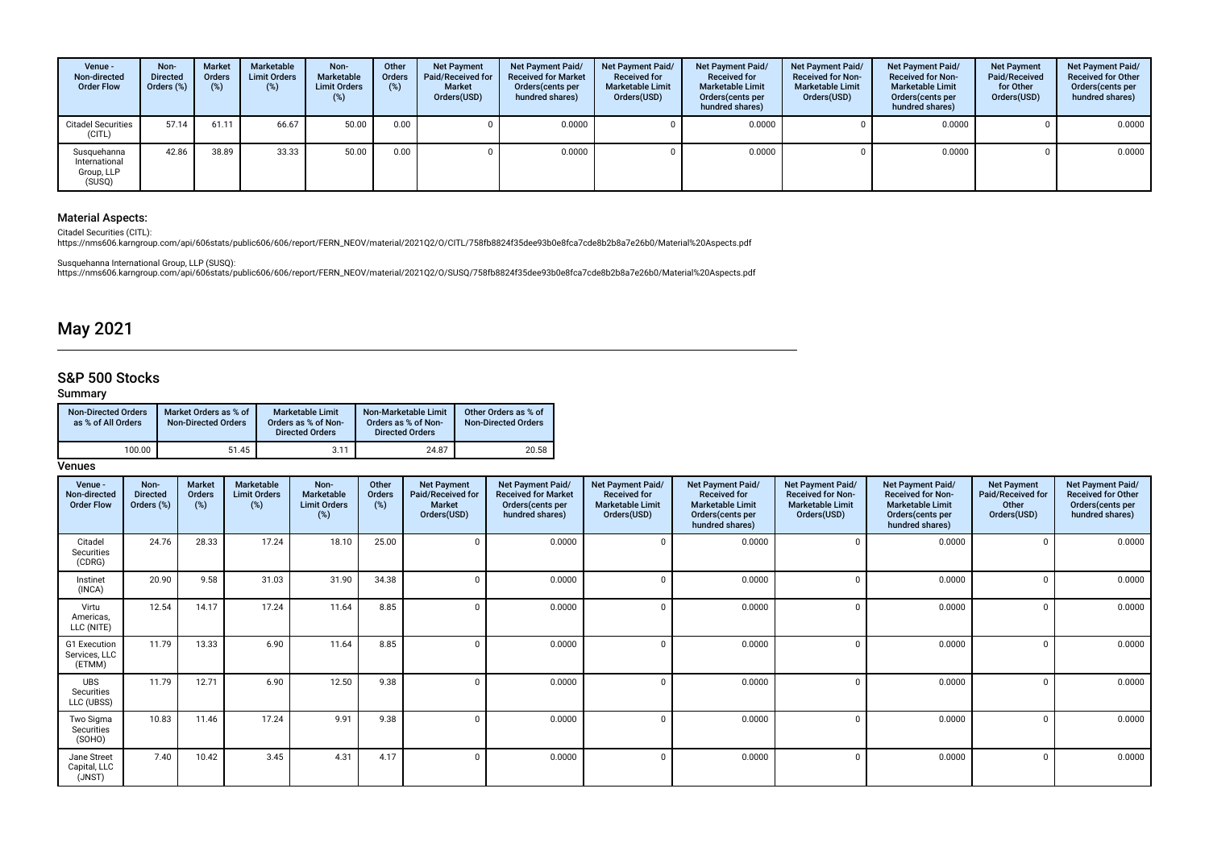| Venue - Non-directed Order Flow | Non-Directed Orders (%) | Market Orders (%) | Marketable Limit Orders (%) | Non-Marketable Limit Orders (%) | Other Orders (%) | Net Payment Paid/Received for Market Orders(USD) | Net Payment Paid/ Received for Market Orders(cents per hundred shares) | Net Payment Paid/ Received for Marketable Limit Orders(USD) | Net Payment Paid/ Received for Marketable Limit Orders(cents per hundred shares) | Net Payment Paid/ Received for Non-Marketable Limit Orders(USD) | Net Payment Paid/ Received for Non-Marketable Limit Orders(cents per hundred shares) | Net Payment Paid/Received for Other Orders(USD) | Net Payment Paid/ Received for Other Orders(cents per hundred shares) |
|---|---|---|---|---|---|---|---|---|---|---|---|---|---|
| Citadel Securities (CITL) | 57.14 | 61.11 | 66.67 | 50.00 | 0.00 | 0 | 0.0000 | 0 | 0.0000 | 0 | 0.0000 | 0 | 0.0000 |
| Susquehanna International Group, LLP (SUSQ) | 42.86 | 38.89 | 33.33 | 50.00 | 0.00 | 0 | 0.0000 | 0 | 0.0000 | 0 | 0.0000 | 0 | 0.0000 |

### Material Aspects:

Citadel Securities (CITL):
https://nms606.karngroup.com/api/606stats/public606/606/report/FERN_NEOV/material/2021Q2/O/CITL/758fb8824f35dee93b0e8fca7cde8b2b8a7e26b0/Material%20Aspects.pdf

Susquehanna International Group, LLP (SUSQ):
https://nms606.karngroup.com/api/606stats/public606/606/report/FERN_NEOV/material/2021Q2/O/SUSQ/758fb8824f35dee93b0e8fca7cde8b2b8a7e26b0/Material%20Aspects.pdf

# May 2021

## S&P 500 Stocks

### Summary

| Non-Directed Orders as % of All Orders | Market Orders as % of Non-Directed Orders | Marketable Limit Orders as % of Non-Directed Orders | Non-Marketable Limit Orders as % of Non-Directed Orders | Other Orders as % of Non-Directed Orders |
|---|---|---|---|---|
| 100.00 | 51.45 | 3.11 | 24.87 | 20.58 |

### Venues

| Venue - Non-directed Order Flow | Non-Directed Orders (%) | Market Orders (%) | Marketable Limit Orders (%) | Non-Marketable Limit Orders (%) | Other Orders (%) | Net Payment Paid/Received for Market Orders(USD) | Net Payment Paid/ Received for Market Orders(cents per hundred shares) | Net Payment Paid/ Received for Marketable Limit Orders(USD) | Net Payment Paid/ Received for Marketable Limit Orders(cents per hundred shares) | Net Payment Paid/ Received for Non-Marketable Limit Orders(USD) | Net Payment Paid/ Received for Non-Marketable Limit Orders(cents per hundred shares) | Net Payment Paid/Received for Other Orders(USD) | Net Payment Paid/ Received for Other Orders(cents per hundred shares) |
|---|---|---|---|---|---|---|---|---|---|---|---|---|---|
| Citadel Securities (CDRG) | 24.76 | 28.33 | 17.24 | 18.10 | 25.00 | 0 | 0.0000 | 0 | 0.0000 | 0 | 0.0000 | 0 | 0.0000 |
| Instinet (INCA) | 20.90 | 9.58 | 31.03 | 31.90 | 34.38 | 0 | 0.0000 | 0 | 0.0000 | 0 | 0.0000 | 0 | 0.0000 |
| Virtu Americas, LLC (NITE) | 12.54 | 14.17 | 17.24 | 11.64 | 8.85 | 0 | 0.0000 | 0 | 0.0000 | 0 | 0.0000 | 0 | 0.0000 |
| G1 Execution Services, LLC (ETMM) | 11.79 | 13.33 | 6.90 | 11.64 | 8.85 | 0 | 0.0000 | 0 | 0.0000 | 0 | 0.0000 | 0 | 0.0000 |
| UBS Securities LLC (UBSS) | 11.79 | 12.71 | 6.90 | 12.50 | 9.38 | 0 | 0.0000 | 0 | 0.0000 | 0 | 0.0000 | 0 | 0.0000 |
| Two Sigma Securities (SOHO) | 10.83 | 11.46 | 17.24 | 9.91 | 9.38 | 0 | 0.0000 | 0 | 0.0000 | 0 | 0.0000 | 0 | 0.0000 |
| Jane Street Capital, LLC (JNST) | 7.40 | 10.42 | 3.45 | 4.31 | 4.17 | 0 | 0.0000 | 0 | 0.0000 | 0 | 0.0000 | 0 | 0.0000 |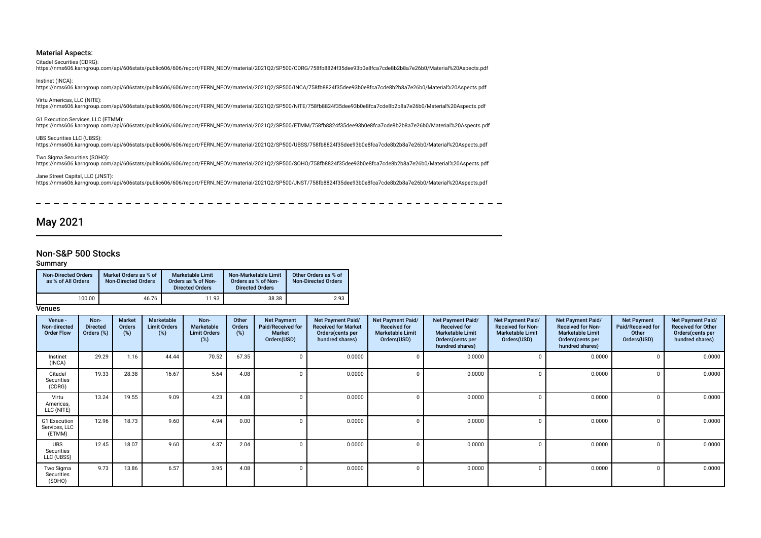### Material Aspects:

Citadel Securities (CDRG):
https://nms606.karngroup.com/api/606stats/public606/606/report/FERN_NEOV/material/2021Q2/SP500/CDRG/758fb8824f35dee93b0e8fca7cde8b2b8a7e26b0/Material%20Aspects.pdf

Instinet (INCA):
https://nms606.karngroup.com/api/606stats/public606/606/report/FERN_NEOV/material/2021Q2/SP500/INCA/758fb8824f35dee93b0e8fca7cde8b2b8a7e26b0/Material%20Aspects.pdf

Virtu Americas, LLC (NITE):
https://nms606.karngroup.com/api/606stats/public606/606/report/FERN_NEOV/material/2021Q2/SP500/NITE/758fb8824f35dee93b0e8fca7cde8b2b8a7e26b0/Material%20Aspects.pdf

G1 Execution Services, LLC (ETMM):
https://nms606.karngroup.com/api/606stats/public606/606/report/FERN_NEOV/material/2021Q2/SP500/ETMM/758fb8824f35dee93b0e8fca7cde8b2b8a7e26b0/Material%20Aspects.pdf

UBS Securities LLC (UBSS):
https://nms606.karngroup.com/api/606stats/public606/606/report/FERN_NEOV/material/2021Q2/SP500/UBSS/758fb8824f35dee93b0e8fca7cde8b2b8a7e26b0/Material%20Aspects.pdf

Two Sigma Securities (SOHO):
https://nms606.karngroup.com/api/606stats/public606/606/report/FERN_NEOV/material/2021Q2/SP500/SOHO/758fb8824f35dee93b0e8fca7cde8b2b8a7e26b0/Material%20Aspects.pdf

Jane Street Capital, LLC (JNST):
https://nms606.karngroup.com/api/606stats/public606/606/report/FERN_NEOV/material/2021Q2/SP500/JNST/758fb8824f35dee93b0e8fca7cde8b2b8a7e26b0/Material%20Aspects.pdf

## May 2021

### Non-S&P 500 Stocks

#### Summary

| Non-Directed Orders as % of All Orders | Market Orders as % of Non-Directed Orders | Marketable Limit Orders as % of Non-Directed Orders | Non-Marketable Limit Orders as % of Non-Directed Orders | Other Orders as % of Non-Directed Orders |
|---|---|---|---|---|
| 100.00 | 46.76 | 11.93 | 38.38 | 2.93 |

#### Venues

| Venue - Non-directed Order Flow | Non-Directed Orders (%) | Market Orders (%) | Marketable Limit Orders (%) | Non-Marketable Limit Orders (%) | Other Orders (%) | Net Payment Paid/Received for Market Orders(USD) | Net Payment Paid/ Received for Market Orders(cents per hundred shares) | Net Payment Paid/ Received for Marketable Limit Orders(USD) | Net Payment Paid/ Received for Marketable Limit Orders(cents per hundred shares) | Net Payment Paid/ Received for Non-Marketable Limit Orders(USD) | Net Payment Paid/ Received for Non-Marketable Limit Orders(cents per hundred shares) | Net Payment Paid/Received for Other Orders(USD) | Net Payment Paid/ Received for Other Orders(cents per hundred shares) |
|---|---|---|---|---|---|---|---|---|---|---|---|---|---|
| Instinet (INCA) | 29.29 | 1.16 | 44.44 | 70.52 | 67.35 | 0 | 0.0000 | 0 | 0.0000 | 0 | 0.0000 | 0 | 0.0000 |
| Citadel Securities (CDRG) | 19.33 | 28.38 | 16.67 | 5.64 | 4.08 | 0 | 0.0000 | 0 | 0.0000 | 0 | 0.0000 | 0 | 0.0000 |
| Virtu Americas, LLC (NITE) | 13.24 | 19.55 | 9.09 | 4.23 | 4.08 | 0 | 0.0000 | 0 | 0.0000 | 0 | 0.0000 | 0 | 0.0000 |
| G1 Execution Services, LLC (ETMM) | 12.96 | 18.73 | 9.60 | 4.94 | 0.00 | 0 | 0.0000 | 0 | 0.0000 | 0 | 0.0000 | 0 | 0.0000 |
| UBS Securities LLC (UBSS) | 12.45 | 18.07 | 9.60 | 4.37 | 2.04 | 0 | 0.0000 | 0 | 0.0000 | 0 | 0.0000 | 0 | 0.0000 |
| Two Sigma Securities (SOHO) | 9.73 | 13.86 | 6.57 | 3.95 | 4.08 | 0 | 0.0000 | 0 | 0.0000 | 0 | 0.0000 | 0 | 0.0000 |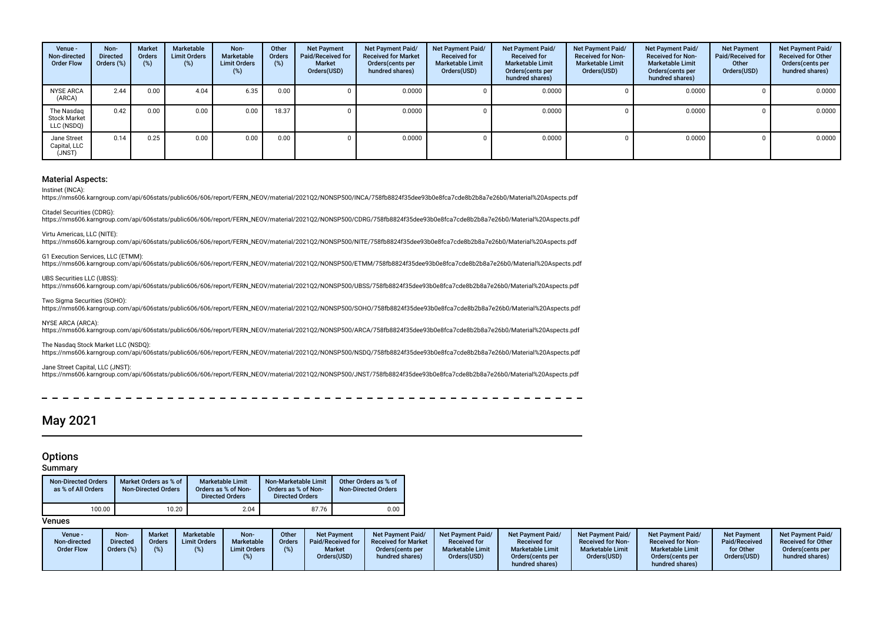| Venue - Non-directed Order Flow | Non-Directed Orders (%) | Market Orders (%) | Marketable Limit Orders (%) | Non-Marketable Limit Orders (%) | Other Orders (%) | Net Payment Paid/Received for Market Orders(USD) | Net Payment Paid/ Received for Market Orders(cents per hundred shares) | Net Payment Paid/ Received for Marketable Limit Orders(USD) | Net Payment Paid/ Received for Marketable Limit Orders(cents per hundred shares) | Net Payment Paid/ Received for Non-Marketable Limit Orders(USD) | Net Payment Paid/ Received for Non-Marketable Limit Orders(cents per hundred shares) | Net Payment Paid/Received for Other Orders(USD) | Net Payment Paid/ Received for Other Orders(cents per hundred shares) |
|---|---|---|---|---|---|---|---|---|---|---|---|---|---|
| NYSE ARCA (ARCA) | 2.44 | 0.00 | 4.04 | 6.35 | 0.00 | 0 | 0.0000 | 0 | 0.0000 | 0 | 0.0000 | 0 | 0.0000 |
| The Nasdaq Stock Market LLC (NSDQ) | 0.42 | 0.00 | 0.00 | 0.00 | 18.37 | 0 | 0.0000 | 0 | 0.0000 | 0 | 0.0000 | 0 | 0.0000 |
| Jane Street Capital, LLC (JNST) | 0.14 | 0.25 | 0.00 | 0.00 | 0.00 | 0 | 0.0000 | 0 | 0.0000 | 0 | 0.0000 | 0 | 0.0000 |

### Material Aspects:

Instinet (INCA):
https://nms606.karngroup.com/api/606stats/public606/606/report/FERN_NEOV/material/2021Q2/NONSP500/INCA/758fb8824f35dee93b0e8fca7cde8b2b8a7e26b0/Material%20Aspects.pdf

Citadel Securities (CDRG):
https://nms606.karngroup.com/api/606stats/public606/606/report/FERN_NEOV/material/2021Q2/NONSP500/CDRG/758fb8824f35dee93b0e8fca7cde8b2b8a7e26b0/Material%20Aspects.pdf

Virtu Americas, LLC (NITE):
https://nms606.karngroup.com/api/606stats/public606/606/report/FERN_NEOV/material/2021Q2/NONSP500/NITE/758fb8824f35dee93b0e8fca7cde8b2b8a7e26b0/Material%20Aspects.pdf

G1 Execution Services, LLC (ETMM):
https://nms606.karngroup.com/api/606stats/public606/606/report/FERN_NEOV/material/2021Q2/NONSP500/ETMM/758fb8824f35dee93b0e8fca7cde8b2b8a7e26b0/Material%20Aspects.pdf

UBS Securities LLC (UBSS):
https://nms606.karngroup.com/api/606stats/public606/606/report/FERN_NEOV/material/2021Q2/NONSP500/UBSS/758fb8824f35dee93b0e8fca7cde8b2b8a7e26b0/Material%20Aspects.pdf

Two Sigma Securities (SOHO):
https://nms606.karngroup.com/api/606stats/public606/606/report/FERN_NEOV/material/2021Q2/NONSP500/SOHO/758fb8824f35dee93b0e8fca7cde8b2b8a7e26b0/Material%20Aspects.pdf

NYSE ARCA (ARCA):
https://nms606.karngroup.com/api/606stats/public606/606/report/FERN_NEOV/material/2021Q2/NONSP500/ARCA/758fb8824f35dee93b0e8fca7cde8b2b8a7e26b0/Material%20Aspects.pdf

The Nasdaq Stock Market LLC (NSDQ):
https://nms606.karngroup.com/api/606stats/public606/606/report/FERN_NEOV/material/2021Q2/NONSP500/NSDQ/758fb8824f35dee93b0e8fca7cde8b2b8a7e26b0/Material%20Aspects.pdf

Jane Street Capital, LLC (JNST):
https://nms606.karngroup.com/api/606stats/public606/606/report/FERN_NEOV/material/2021Q2/NONSP500/JNST/758fb8824f35dee93b0e8fca7cde8b2b8a7e26b0/Material%20Aspects.pdf

# May 2021

## Options

### Summary

| Non-Directed Orders as % of All Orders | Market Orders as % of Non-Directed Orders | Marketable Limit Orders as % of Non-Directed Orders | Non-Marketable Limit Orders as % of Non-Directed Orders | Other Orders as % of Non-Directed Orders |
|---|---|---|---|---|
| 100.00 | 10.20 | 2.04 | 87.76 | 0.00 |

### Venues

| Venue - Non-directed Order Flow | Non-Directed Orders (%) | Market Orders (%) | Marketable Limit Orders (%) | Non-Marketable Limit Orders (%) | Other Orders (%) | Net Payment Paid/Received for Market Orders(USD) | Net Payment Paid/ Received for Market Orders(cents per hundred shares) | Net Payment Paid/ Received for Marketable Limit Orders(USD) | Net Payment Paid/ Received for Marketable Limit Orders(cents per hundred shares) | Net Payment Paid/ Received for Non-Marketable Limit Orders(USD) | Net Payment Paid/ Received for Non-Marketable Limit Orders(cents per hundred shares) | Net Payment Paid/Received for Other Orders(USD) | Net Payment Paid/ Received for Other Orders(cents per hundred shares) |
|---|---|---|---|---|---|---|---|---|---|---|---|---|---|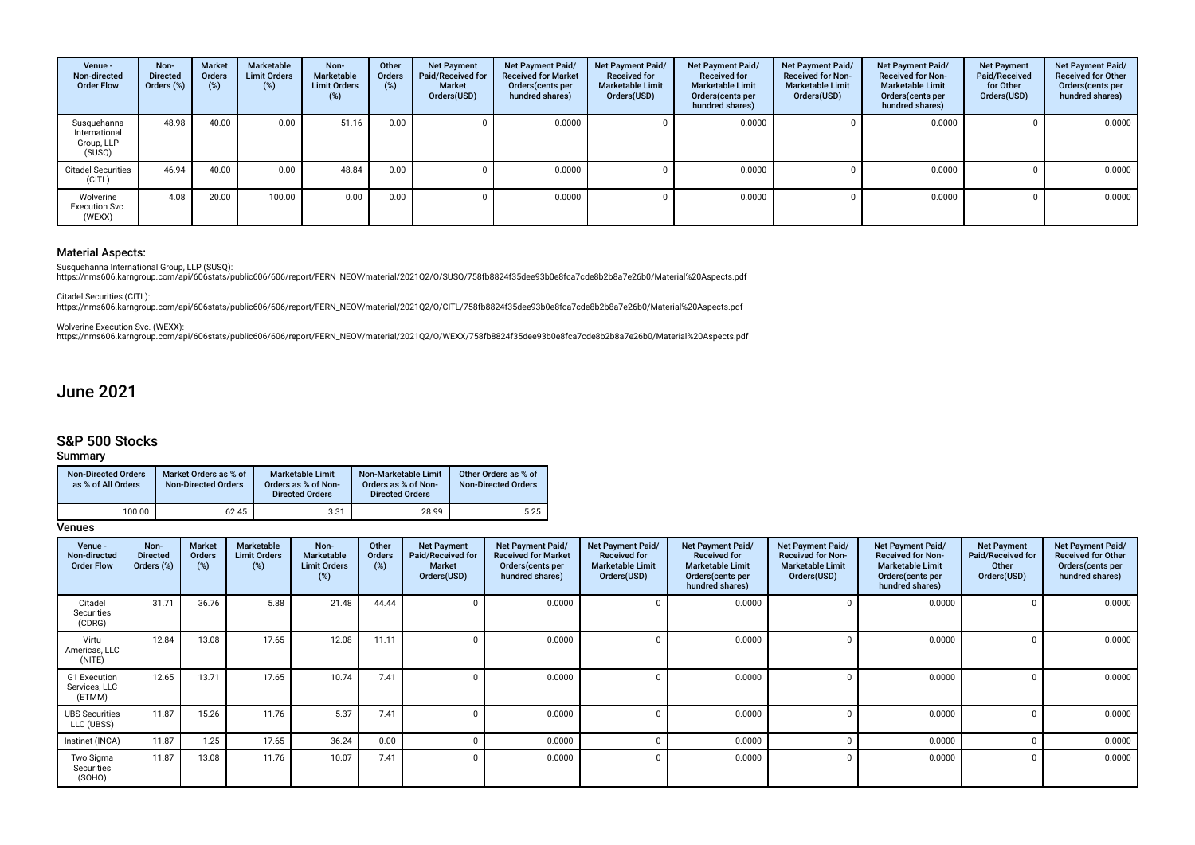| Venue - Non-directed Order Flow | Non-Directed Orders (%) | Market Orders (%) | Marketable Limit Orders (%) | Non-Marketable Limit Orders (%) | Other Orders (%) | Net Payment Paid/Received for Market Orders(USD) | Net Payment Paid/ Received for Market Orders(cents per hundred shares) | Net Payment Paid/ Received for Marketable Limit Orders(USD) | Net Payment Paid/ Received for Marketable Limit Orders(cents per hundred shares) | Net Payment Paid/ Received for Non-Marketable Limit Orders(USD) | Net Payment Paid/ Received for Non-Marketable Limit Orders(cents per hundred shares) | Net Payment Paid/Received for Other Orders(USD) | Net Payment Paid/ Received for Other Orders(cents per hundred shares) |
|---|---|---|---|---|---|---|---|---|---|---|---|---|---|
| Susquehanna International Group, LLP (SUSQ) | 48.98 | 40.00 | 0.00 | 51.16 | 0.00 | 0 | 0.0000 | 0 | 0.0000 | 0 | 0.0000 | 0 | 0.0000 |
| Citadel Securities (CITL) | 46.94 | 40.00 | 0.00 | 48.84 | 0.00 | 0 | 0.0000 | 0 | 0.0000 | 0 | 0.0000 | 0 | 0.0000 |
| Wolverine Execution Svc. (WEXX) | 4.08 | 20.00 | 100.00 | 0.00 | 0.00 | 0 | 0.0000 | 0 | 0.0000 | 0 | 0.0000 | 0 | 0.0000 |

### Material Aspects:

Susquehanna International Group, LLP (SUSQ):
https://nms606.karngroup.com/api/606stats/public606/606/report/FERN_NEOV/material/2021Q2/O/SUSQ/758fb8824f35dee93b0e8fca7cde8b2b8a7e26b0/Material%20Aspects.pdf

Citadel Securities (CITL):
https://nms606.karngroup.com/api/606stats/public606/606/report/FERN_NEOV/material/2021Q2/O/CITL/758fb8824f35dee93b0e8fca7cde8b2b8a7e26b0/Material%20Aspects.pdf

Wolverine Execution Svc. (WEXX):
https://nms606.karngroup.com/api/606stats/public606/606/report/FERN_NEOV/material/2021Q2/O/WEXX/758fb8824f35dee93b0e8fca7cde8b2b8a7e26b0/Material%20Aspects.pdf

# June 2021

## S&P 500 Stocks

### Summary

| Non-Directed Orders as % of All Orders | Market Orders as % of Non-Directed Orders | Marketable Limit Orders as % of Non-Directed Orders | Non-Marketable Limit Orders as % of Non-Directed Orders | Other Orders as % of Non-Directed Orders |
|---|---|---|---|---|
| 100.00 | 62.45 | 3.31 | 28.99 | 5.25 |

### Venues

| Venue - Non-directed Order Flow | Non-Directed Orders (%) | Market Orders (%) | Marketable Limit Orders (%) | Non-Marketable Limit Orders (%) | Other Orders (%) | Net Payment Paid/Received for Market Orders(USD) | Net Payment Paid/ Received for Market Orders(cents per hundred shares) | Net Payment Paid/ Received for Marketable Limit Orders(USD) | Net Payment Paid/ Received for Marketable Limit Orders(cents per hundred shares) | Net Payment Paid/ Received for Non-Marketable Limit Orders(USD) | Net Payment Paid/ Received for Non-Marketable Limit Orders(cents per hundred shares) | Net Payment Paid/Received for Other Orders(USD) | Net Payment Paid/ Received for Other Orders(cents per hundred shares) |
|---|---|---|---|---|---|---|---|---|---|---|---|---|---|
| Citadel Securities (CDRG) | 31.71 | 36.76 | 5.88 | 21.48 | 44.44 | 0 | 0.0000 | 0 | 0.0000 | 0 | 0.0000 | 0 | 0.0000 |
| Virtu Americas, LLC (NITE) | 12.84 | 13.08 | 17.65 | 12.08 | 11.11 | 0 | 0.0000 | 0 | 0.0000 | 0 | 0.0000 | 0 | 0.0000 |
| G1 Execution Services, LLC (ETMM) | 12.65 | 13.71 | 17.65 | 10.74 | 7.41 | 0 | 0.0000 | 0 | 0.0000 | 0 | 0.0000 | 0 | 0.0000 |
| UBS Securities LLC (UBSS) | 11.87 | 15.26 | 11.76 | 5.37 | 7.41 | 0 | 0.0000 | 0 | 0.0000 | 0 | 0.0000 | 0 | 0.0000 |
| Instinet (INCA) | 11.87 | 1.25 | 17.65 | 36.24 | 0.00 | 0 | 0.0000 | 0 | 0.0000 | 0 | 0.0000 | 0 | 0.0000 |
| Two Sigma Securities (SOHO) | 11.87 | 13.08 | 11.76 | 10.07 | 7.41 | 0 | 0.0000 | 0 | 0.0000 | 0 | 0.0000 | 0 | 0.0000 |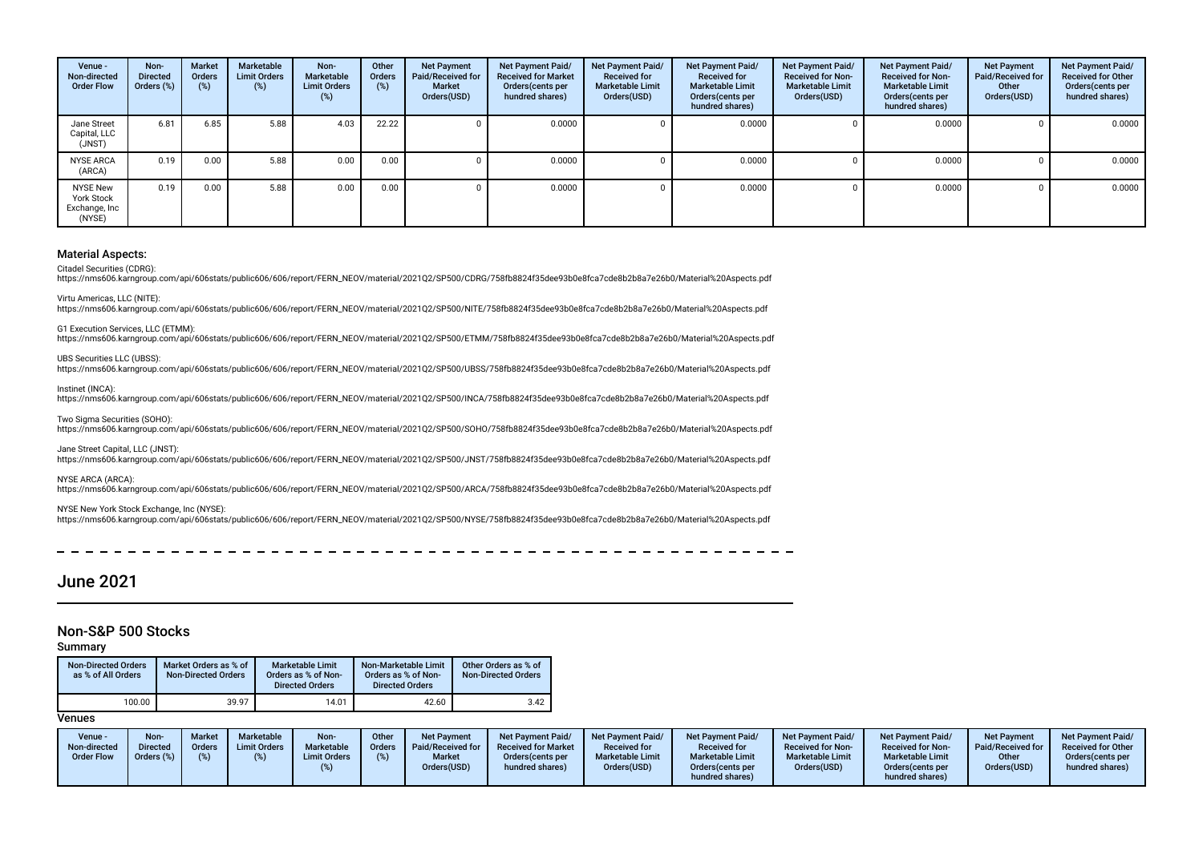| Venue - Non-directed Order Flow | Non-Directed Orders (%) | Market Orders (%) | Marketable Limit Orders (%) | Non-Marketable Limit Orders (%) | Other Orders (%) | Net Payment Paid/Received for Market Orders(USD) | Net Payment Paid/ Received for Market Orders(cents per hundred shares) | Net Payment Paid/ Received for Marketable Limit Orders(USD) | Net Payment Paid/ Received for Marketable Limit Orders(cents per hundred shares) | Net Payment Paid/ Received for Non-Marketable Limit Orders(USD) | Net Payment Paid/ Received for Non-Marketable Limit Orders(cents per hundred shares) | Net Payment Paid/Received for Other Orders(USD) | Net Payment Paid/ Received for Other Orders(cents per hundred shares) |
|---|---|---|---|---|---|---|---|---|---|---|---|---|---|
| Jane Street Capital, LLC (JNST) | 6.81 | 6.85 | 5.88 | 4.03 | 22.22 | 0 | 0.0000 | 0 | 0.0000 | 0 | 0.0000 | 0 | 0.0000 |
| NYSE ARCA (ARCA) | 0.19 | 0.00 | 5.88 | 0.00 | 0.00 | 0 | 0.0000 | 0 | 0.0000 | 0 | 0.0000 | 0 | 0.0000 |
| NYSE New York Stock Exchange, Inc (NYSE) | 0.19 | 0.00 | 5.88 | 0.00 | 0.00 | 0 | 0.0000 | 0 | 0.0000 | 0 | 0.0000 | 0 | 0.0000 |

### Material Aspects:

Citadel Securities (CDRG):
https://nms606.karngroup.com/api/606stats/public606/606/report/FERN_NEOV/material/2021Q2/SP500/CDRG/758fb8824f35dee93b0e8fca7cde8b2b8a7e26b0/Material%20Aspects.pdf

Virtu Americas, LLC (NITE):
https://nms606.karngroup.com/api/606stats/public606/606/report/FERN_NEOV/material/2021Q2/SP500/NITE/758fb8824f35dee93b0e8fca7cde8b2b8a7e26b0/Material%20Aspects.pdf

G1 Execution Services, LLC (ETMM):
https://nms606.karngroup.com/api/606stats/public606/606/report/FERN_NEOV/material/2021Q2/SP500/ETMM/758fb8824f35dee93b0e8fca7cde8b2b8a7e26b0/Material%20Aspects.pdf

UBS Securities LLC (UBSS):
https://nms606.karngroup.com/api/606stats/public606/606/report/FERN_NEOV/material/2021Q2/SP500/UBSS/758fb8824f35dee93b0e8fca7cde8b2b8a7e26b0/Material%20Aspects.pdf

Instinet (INCA):
https://nms606.karngroup.com/api/606stats/public606/606/report/FERN_NEOV/material/2021Q2/SP500/INCA/758fb8824f35dee93b0e8fca7cde8b2b8a7e26b0/Material%20Aspects.pdf

Two Sigma Securities (SOHO):
https://nms606.karngroup.com/api/606stats/public606/606/report/FERN_NEOV/material/2021Q2/SP500/SOHO/758fb8824f35dee93b0e8fca7cde8b2b8a7e26b0/Material%20Aspects.pdf

Jane Street Capital, LLC (JNST):
https://nms606.karngroup.com/api/606stats/public606/606/report/FERN_NEOV/material/2021Q2/SP500/JNST/758fb8824f35dee93b0e8fca7cde8b2b8a7e26b0/Material%20Aspects.pdf

NYSE ARCA (ARCA):
https://nms606.karngroup.com/api/606stats/public606/606/report/FERN_NEOV/material/2021Q2/SP500/ARCA/758fb8824f35dee93b0e8fca7cde8b2b8a7e26b0/Material%20Aspects.pdf

NYSE New York Stock Exchange, Inc (NYSE):
https://nms606.karngroup.com/api/606stats/public606/606/report/FERN_NEOV/material/2021Q2/SP500/NYSE/758fb8824f35dee93b0e8fca7cde8b2b8a7e26b0/Material%20Aspects.pdf

## June 2021

### Non-S&P 500 Stocks

#### Summary

| Non-Directed Orders as % of All Orders | Market Orders as % of Non-Directed Orders | Marketable Limit Orders as % of Non-Directed Orders | Non-Marketable Limit Orders as % of Non-Directed Orders | Other Orders as % of Non-Directed Orders |
|---|---|---|---|---|
| 100.00 | 39.97 | 14.01 | 42.60 | 3.42 |

#### Venues

| Venue - Non-directed Order Flow | Non-Directed Orders (%) | Market Orders (%) | Marketable Limit Orders (%) | Non-Marketable Limit Orders (%) | Other Orders (%) | Net Payment Paid/Received for Market Orders(USD) | Net Payment Paid/ Received for Market Orders(cents per hundred shares) | Net Payment Paid/ Received for Marketable Limit Orders(USD) | Net Payment Paid/ Received for Marketable Limit Orders(cents per hundred shares) | Net Payment Paid/ Received for Non-Marketable Limit Orders(USD) | Net Payment Paid/ Received for Non-Marketable Limit Orders(cents per hundred shares) | Net Payment Paid/Received for Other Orders(USD) | Net Payment Paid/ Received for Other Orders(cents per hundred shares) |
|---|---|---|---|---|---|---|---|---|---|---|---|---|---|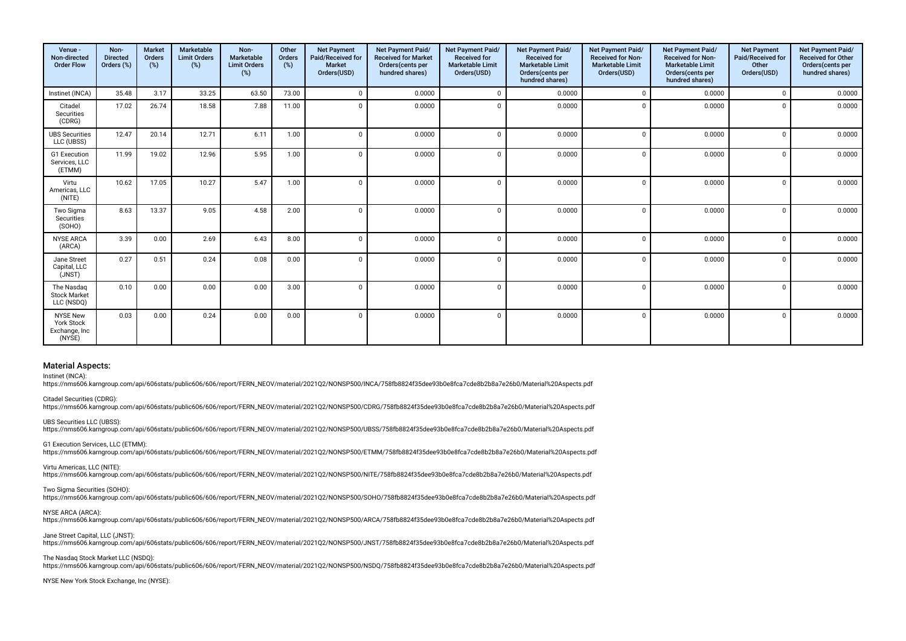| Venue - Non-directed Order Flow | Non-Directed Orders (%) | Market Orders (%) | Marketable Limit Orders (%) | Non-Marketable Limit Orders (%) | Other Orders (%) | Net Payment Paid/Received for Market Orders(USD) | Net Payment Paid/ Received for Market Orders(cents per hundred shares) | Net Payment Paid/ Received for Marketable Limit Orders(USD) | Net Payment Paid/ Received for Marketable Limit Orders(cents per hundred shares) | Net Payment Paid/ Received for Non-Marketable Limit Orders(USD) | Net Payment Paid/ Received for Non-Marketable Limit Orders(cents per hundred shares) | Net Payment Paid/Received for Other Orders(USD) | Net Payment Paid/ Received for Other Orders(cents per hundred shares) |
|---|---|---|---|---|---|---|---|---|---|---|---|---|---|
| Instinet (INCA) | 35.48 | 3.17 | 33.25 | 63.50 | 73.00 | 0 | 0.0000 | 0 | 0.0000 | 0 | 0.0000 | 0 | 0.0000 |
| Citadel Securities (CDRG) | 17.02 | 26.74 | 18.58 | 7.88 | 11.00 | 0 | 0.0000 | 0 | 0.0000 | 0 | 0.0000 | 0 | 0.0000 |
| UBS Securities LLC (UBSS) | 12.47 | 20.14 | 12.71 | 6.11 | 1.00 | 0 | 0.0000 | 0 | 0.0000 | 0 | 0.0000 | 0 | 0.0000 |
| G1 Execution Services, LLC (ETMM) | 11.99 | 19.02 | 12.96 | 5.95 | 1.00 | 0 | 0.0000 | 0 | 0.0000 | 0 | 0.0000 | 0 | 0.0000 |
| Virtu Americas, LLC (NITE) | 10.62 | 17.05 | 10.27 | 5.47 | 1.00 | 0 | 0.0000 | 0 | 0.0000 | 0 | 0.0000 | 0 | 0.0000 |
| Two Sigma Securities (SOHO) | 8.63 | 13.37 | 9.05 | 4.58 | 2.00 | 0 | 0.0000 | 0 | 0.0000 | 0 | 0.0000 | 0 | 0.0000 |
| NYSE ARCA (ARCA) | 3.39 | 0.00 | 2.69 | 6.43 | 8.00 | 0 | 0.0000 | 0 | 0.0000 | 0 | 0.0000 | 0 | 0.0000 |
| Jane Street Capital, LLC (JNST) | 0.27 | 0.51 | 0.24 | 0.08 | 0.00 | 0 | 0.0000 | 0 | 0.0000 | 0 | 0.0000 | 0 | 0.0000 |
| The Nasdaq Stock Market LLC (NSDQ) | 0.10 | 0.00 | 0.00 | 0.00 | 3.00 | 0 | 0.0000 | 0 | 0.0000 | 0 | 0.0000 | 0 | 0.0000 |
| NYSE New York Stock Exchange, Inc (NYSE) | 0.03 | 0.00 | 0.24 | 0.00 | 0.00 | 0 | 0.0000 | 0 | 0.0000 | 0 | 0.0000 | 0 | 0.0000 |

## Material Aspects:

Instinet (INCA):
https://nms606.karngroup.com/api/606stats/public606/606/report/FERN_NEOV/material/2021Q2/NONSP500/INCA/758fb8824f35dee93b0e8fca7cde8b2b8a7e26b0/Material%20Aspects.pdf

Citadel Securities (CDRG):
https://nms606.karngroup.com/api/606stats/public606/606/report/FERN_NEOV/material/2021Q2/NONSP500/CDRG/758fb8824f35dee93b0e8fca7cde8b2b8a7e26b0/Material%20Aspects.pdf

UBS Securities LLC (UBSS):
https://nms606.karngroup.com/api/606stats/public606/606/report/FERN_NEOV/material/2021Q2/NONSP500/UBSS/758fb8824f35dee93b0e8fca7cde8b2b8a7e26b0/Material%20Aspects.pdf

G1 Execution Services, LLC (ETMM):
https://nms606.karngroup.com/api/606stats/public606/606/report/FERN_NEOV/material/2021Q2/NONSP500/ETMM/758fb8824f35dee93b0e8fca7cde8b2b8a7e26b0/Material%20Aspects.pdf

Virtu Americas, LLC (NITE):
https://nms606.karngroup.com/api/606stats/public606/606/report/FERN_NEOV/material/2021Q2/NONSP500/NITE/758fb8824f35dee93b0e8fca7cde8b2b8a7e26b0/Material%20Aspects.pdf

Two Sigma Securities (SOHO):
https://nms606.karngroup.com/api/606stats/public606/606/report/FERN_NEOV/material/2021Q2/NONSP500/SOHO/758fb8824f35dee93b0e8fca7cde8b2b8a7e26b0/Material%20Aspects.pdf

NYSE ARCA (ARCA):
https://nms606.karngroup.com/api/606stats/public606/606/report/FERN_NEOV/material/2021Q2/NONSP500/ARCA/758fb8824f35dee93b0e8fca7cde8b2b8a7e26b0/Material%20Aspects.pdf

Jane Street Capital, LLC (JNST):
https://nms606.karngroup.com/api/606stats/public606/606/report/FERN_NEOV/material/2021Q2/NONSP500/JNST/758fb8824f35dee93b0e8fca7cde8b2b8a7e26b0/Material%20Aspects.pdf

The Nasdaq Stock Market LLC (NSDQ):
https://nms606.karngroup.com/api/606stats/public606/606/report/FERN_NEOV/material/2021Q2/NONSP500/NSDQ/758fb8824f35dee93b0e8fca7cde8b2b8a7e26b0/Material%20Aspects.pdf

NYSE New York Stock Exchange, Inc (NYSE):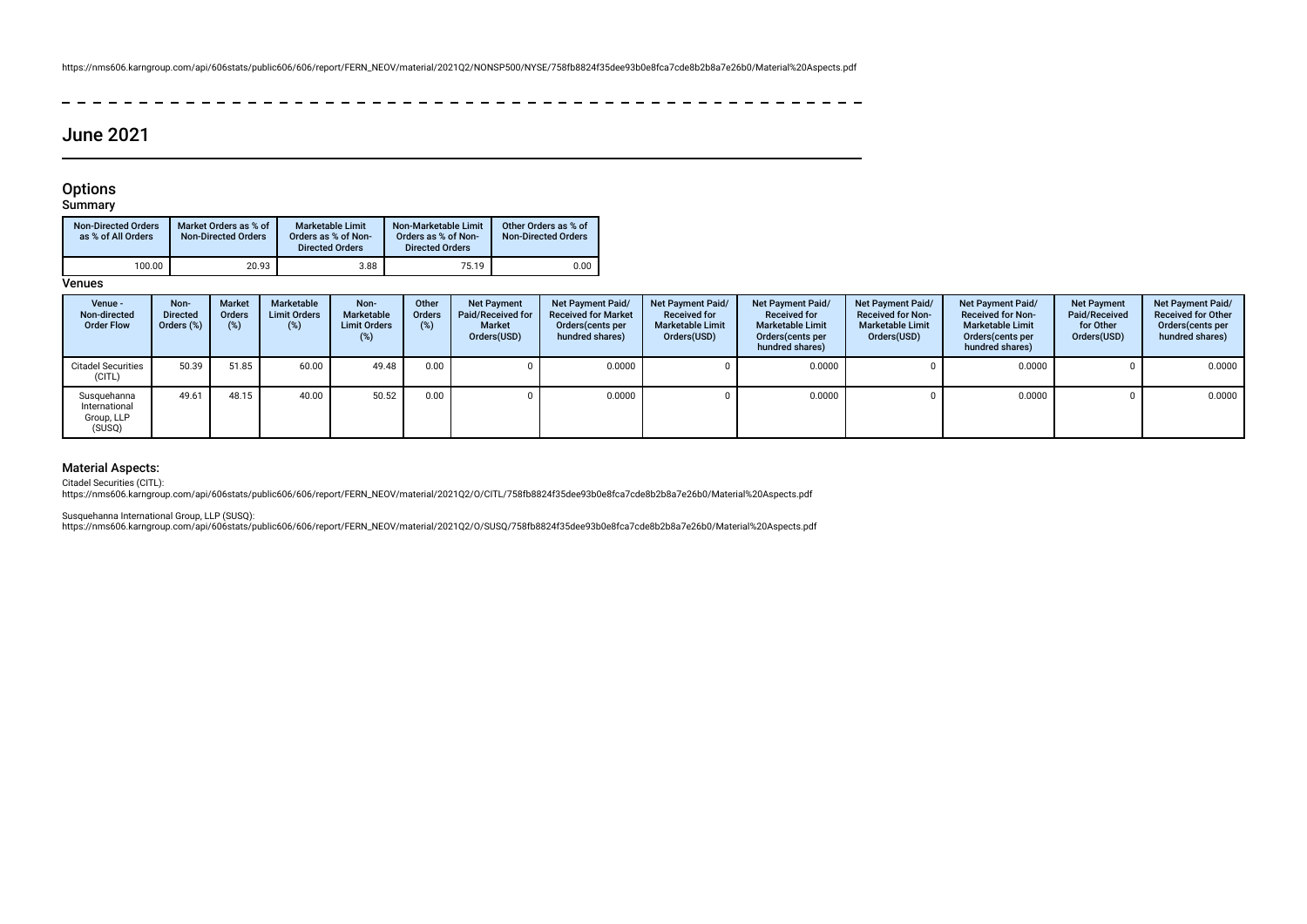https://nms606.karngroup.com/api/606stats/public606/606/report/FERN_NEOV/material/2021Q2/NONSP500/NYSE/758fb8824f35dee93b0e8fca7cde8b2b8a7e26b0/Material%20Aspects.pdf

## June 2021

### Options

#### Summary

| Non-Directed Orders as % of All Orders | Market Orders as % of Non-Directed Orders | Marketable Limit Orders as % of Non-Directed Orders | Non-Marketable Limit Orders as % of Non-Directed Orders | Other Orders as % of Non-Directed Orders |
|---|---|---|---|---|
| 100.00 | 20.93 | 3.88 | 75.19 | 0.00 |

#### Venues

| Venue - Non-directed Order Flow | Non-Directed Orders (%) | Market Orders (%) | Marketable Limit Orders (%) | Non-Marketable Limit Orders (%) | Other Orders (%) | Net Payment Paid/Received for Market Orders(USD) | Net Payment Paid/ Received for Market Orders(cents per hundred shares) | Net Payment Paid/ Received for Marketable Limit Orders(USD) | Net Payment Paid/ Received for Marketable Limit Orders(cents per hundred shares) | Net Payment Paid/ Received for Non-Marketable Limit Orders(USD) | Net Payment Paid/ Received for Non-Marketable Limit Orders(cents per hundred shares) | Net Payment Paid/Received for Other Orders(USD) | Net Payment Paid/ Received for Other Orders(cents per hundred shares) |
|---|---|---|---|---|---|---|---|---|---|---|---|---|---|
| Citadel Securities (CITL) | 50.39 | 51.85 | 60.00 | 49.48 | 0.00 | 0 | 0.0000 | 0 | 0.0000 | 0 | 0.0000 | 0 | 0.0000 |
| Susquehanna International Group, LLP (SUSQ) | 49.61 | 48.15 | 40.00 | 50.52 | 0.00 | 0 | 0.0000 | 0 | 0.0000 | 0 | 0.0000 | 0 | 0.0000 |

### Material Aspects:

Citadel Securities (CITL):
https://nms606.karngroup.com/api/606stats/public606/606/report/FERN_NEOV/material/2021Q2/O/CITL/758fb8824f35dee93b0e8fca7cde8b2b8a7e26b0/Material%20Aspects.pdf

Susquehanna International Group, LLP (SUSQ):
https://nms606.karngroup.com/api/606stats/public606/606/report/FERN_NEOV/material/2021Q2/O/SUSQ/758fb8824f35dee93b0e8fca7cde8b2b8a7e26b0/Material%20Aspects.pdf